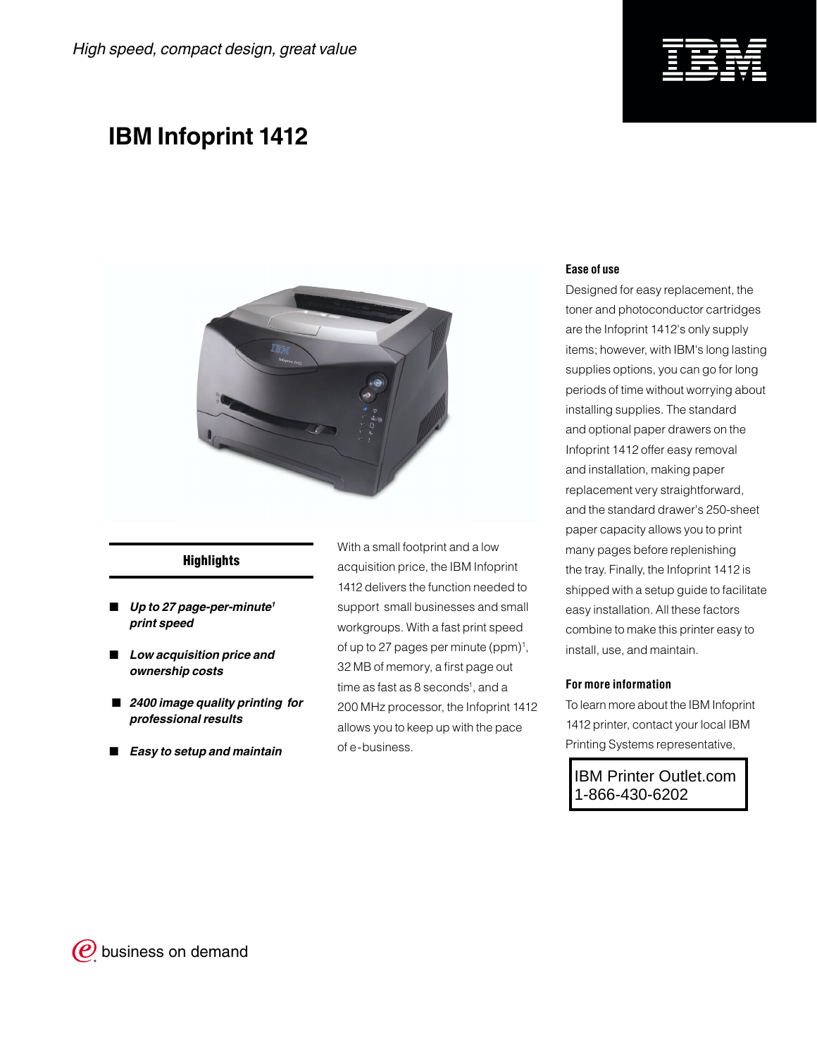*High speed, compact design, great value*

# IBM Infoprint 1412

## Highlights

- ***Up to 27 page-per-minute[1] print speed***
- ***Low acquisition price and ownership costs***
- ***2400 image quality printing for professional results***
- ***Easy to setup and maintain***

With a small footprint and a low acquisition price, the IBM Infoprint 1412 delivers the function needed to support small businesses and small workgroups. With a fast print speed of up to 27 pages per minute (ppm)[1], 32 MB of memory, a first page out time as fast as 8 seconds[1], and a 200 MHz processor, the Infoprint 1412 allows you to keep up with the pace of e-business.

### Ease of use

Designed for easy replacement, the toner and photoconductor cartridges are the Infoprint 1412's only supply items; however, with IBM's long lasting supplies options, you can go for long periods of time without worrying about installing supplies. The standard and optional paper drawers on the Infoprint 1412 offer easy removal and installation, making paper replacement very straightforward, and the standard drawer's 250-sheet paper capacity allows you to print many pages before replenishing the tray. Finally, the Infoprint 1412 is shipped with a setup guide to facilitate easy installation. All these factors combine to make this printer easy to install, use, and maintain.

### For more information

To learn more about the IBM Infoprint 1412 printer, contact your local IBM Printing Systems representative,

IBM Printer Outlet.com
1-866-430-6202

business on demand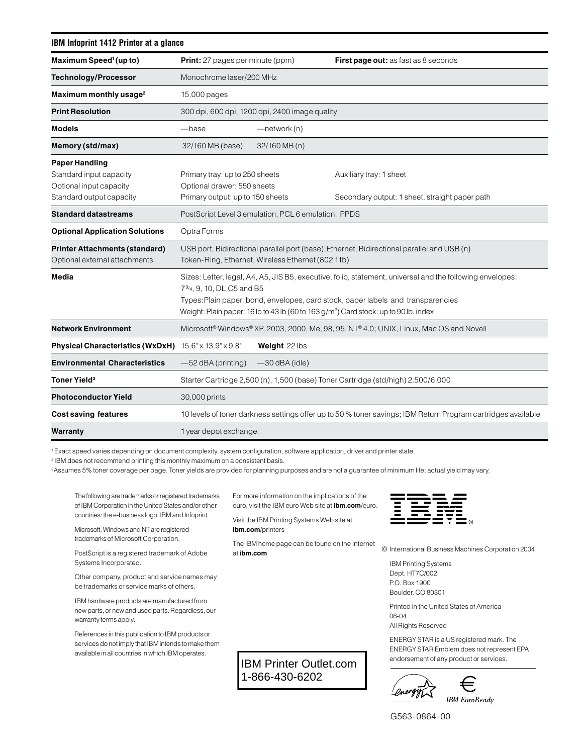## IBM Infoprint 1412 Printer at a glance

| | | |
|---|---|---|
| **Maximum Speed[1] (up to)** | **Print:** 27 pages per minute (ppm) | **First page out:** as fast as 8 seconds |
| **Technology/Processor** | Monochrome laser/200 MHz | |
| **Maximum monthly usage[2]** | 15,000 pages | |
| **Print Resolution** | 300 dpi, 600 dpi, 1200 dpi, 2400 image quality | |
| **Models** | —base —network (n) | |
| **Memory (std/max)** | 32/160 MB (base) 32/160 MB (n) | |
| **Paper Handling** | | |
| Standard input capacity | Primary tray: up to 250 sheets | Auxiliary tray: 1 sheet |
| Optional input capacity | Optional drawer: 550 sheets | |
| Standard output capacity | Primary output: up to 150 sheets | Secondary output: 1 sheet, straight paper path |
| **Standard datastreams** | PostScript Level 3 emulation, PCL 6 emulation, PPDS | |
| **Optional Application Solutions** | Optra Forms | |
| **Printer Attachments (standard)** Optional external attachments | USB port, Bidirectional parallel port (base); Ethernet, Bidirectional parallel and USB (n) Token-Ring, Ethernet, Wireless Ethernet (802.11b) | |
| **Media** | Sizes: Letter, legal, A4, A5, JIS B5, executive, folio, statement, universal and the following envelopes: 7¾, 9, 10, DL, C5 and B5 Types: Plain paper, bond, envelopes, card stock, paper labels and transparencies Weight: Plain paper: 16 lb to 43 lb (60 to 163 g/m²) Card stock: up to 90 lb. index | |
| **Network Environment** | Microsoft® Windows® XP, 2003, 2000, Me, 98, 95, NT® 4.0; UNIX, Linux, Mac OS and Novell | |
| **Physical Characteristics (WxDxH)** | 15.6" x 13.9" x 9.8" **Weight** 22 lbs | |
| **Environmental Characteristics** | —52 dBA (printing) —30 dBA (idle) | |
| **Toner Yield[3]** | Starter Cartridge 2,500 (n), 1,500 (base) Toner Cartridge (std/high) 2,500/6,000 | |
| **Photoconductor Yield** | 30,000 prints | |
| **Cost saving features** | 10 levels of toner darkness settings offer up to 50 % toner savings; IBM Return Program cartridges available | |
| **Warranty** | 1 year depot exchange. | |

[1] Exact speed varies depending on document complexity, system configuration, software application, driver and printer state.
[2] IBM does not recommend printing this monthly maximum on a consistent basis.
[3] Assumes 5% toner coverage per page. Toner yields are provided for planning purposes and are not a guarantee of minimum life; actual yield may vary.

The following are trademarks or registered trademarks of IBM Corporation in the United States and/or other countries: the e-business logo, IBM and Infoprint.

Microsoft, Windows and NT are registered trademarks of Microsoft Corporation.

PostScript is a registered trademark of Adobe Systems Incorporated.

Other company, product and service names may be trademarks or service marks of others.

IBM hardware products are manufactured from new parts, or new and used parts. Regardless, our warranty terms apply.

References in this publication to IBM products or services do not imply that IBM intends to make them available in all countries in which IBM operates.

For more information on the implications of the euro, visit the IBM euro Web site at **ibm.com**/euro.

Visit the IBM Printing Systems Web site at **ibm.com**/printers

The IBM home page can be found on the Internet at **ibm.com**

IBM Printer Outlet.com
1-866-430-6202

© International Business Machines Corporation 2004

IBM Printing Systems
Dept. HT7C/002
P.O. Box 1900
Boulder, CO 80301

Printed in the United States of America
06-04
All Rights Reserved

ENERGY STAR is a US registered mark. The ENERGY STAR Emblem does not represent EPA endorsement of any product or services.

IBM EuroReady

G563-0864-00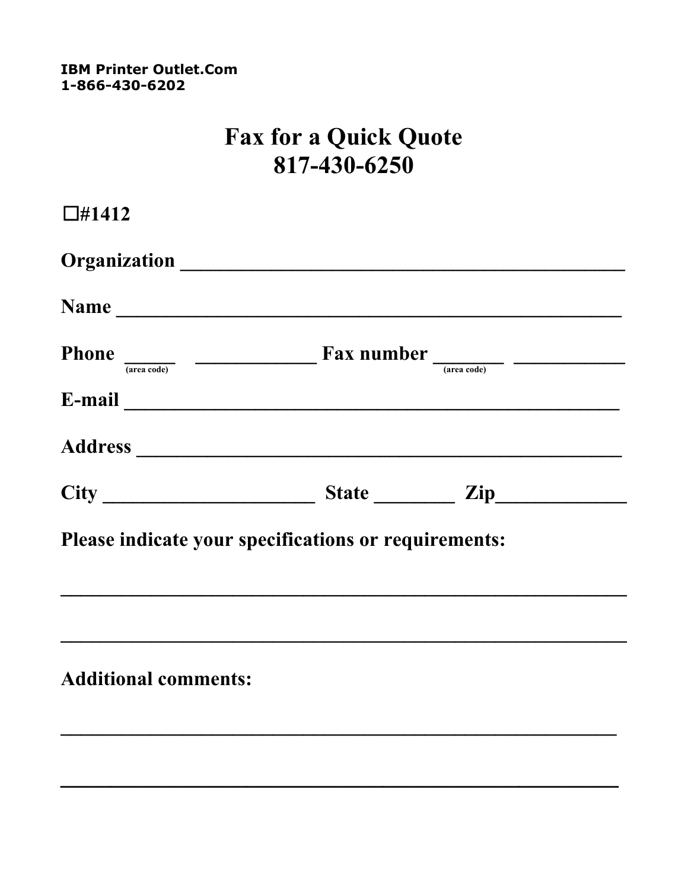**IBM Printer Outlet.Com**
**1-866-430-6202**

# Fax for a Quick Quote
# 817-430-6250

☐**#1412**

**Organization** ____________________________________________

**Name** ________________________________________________

**Phone** _____ ____________ **Fax number** _______ ___________
(area code) (area code)

**E-mail** ________________________________________________

**Address** ______________________________________________

**City** _____________________ **State** ________ **Zip**_____________

**Please indicate your specifications or requirements:**

________________________________________________________

________________________________________________________

**Additional comments:**

________________________________________________________

________________________________________________________